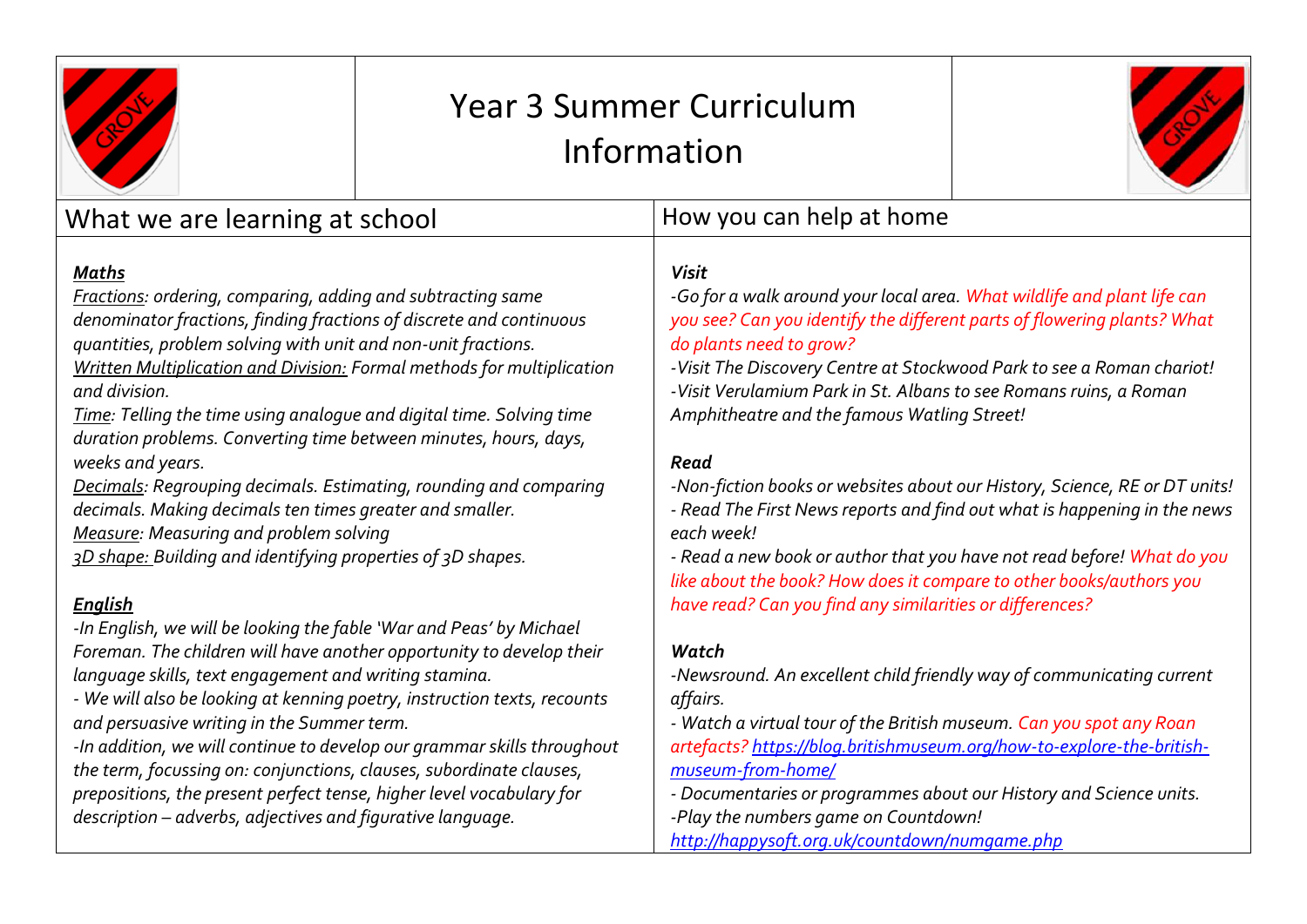# Year 3 Summer Curriculum Information

## What we are learning at school

***Maths***

*Fractions: ordering, comparing, adding and subtracting same denominator fractions, finding fractions of discrete and continuous quantities, problem solving with unit and non-unit fractions.*
*Written Multiplication and Division: Formal methods for multiplication and division.*
*Time: Telling the time using analogue and digital time. Solving time duration problems. Converting time between minutes, hours, days, weeks and years.*
*Decimals: Regrouping decimals. Estimating, rounding and comparing decimals. Making decimals ten times greater and smaller.*
*Measure: Measuring and problem solving*
*3D shape: Building and identifying properties of 3D shapes.*

***English***

*-In English, we will be looking the fable 'War and Peas' by Michael Foreman. The children will have another opportunity to develop their language skills, text engagement and writing stamina.*
*- We will also be looking at kenning poetry, instruction texts, recounts and persuasive writing in the Summer term.*
*-In addition, we will continue to develop our grammar skills throughout the term, focussing on: conjunctions, clauses, subordinate clauses, prepositions, the present perfect tense, higher level vocabulary for description – adverbs, adjectives and figurative language.*

## How you can help at home

***Visit***

*-Go for a walk around your local area. What wildlife and plant life can you see? Can you identify the different parts of flowering plants? What do plants need to grow?*
*-Visit The Discovery Centre at Stockwood Park to see a Roman chariot!*
*-Visit Verulamium Park in St. Albans to see Romans ruins, a Roman Amphitheatre and the famous Watling Street!*

***Read***

*-Non-fiction books or websites about our History, Science, RE or DT units!*
*- Read The First News reports and find out what is happening in the news each week!*
*- Read a new book or author that you have not read before! What do you like about the book? How does it compare to other books/authors you have read? Can you find any similarities or differences?*

***Watch***

*-Newsround. An excellent child friendly way of communicating current affairs.*
*- Watch a virtual tour of the British museum. Can you spot any Roan artefacts? https://blog.britishmuseum.org/how-to-explore-the-british-museum-from-home/*
*- Documentaries or programmes about our History and Science units.*
*-Play the numbers game on Countdown! http://happysoft.org.uk/countdown/numgame.php*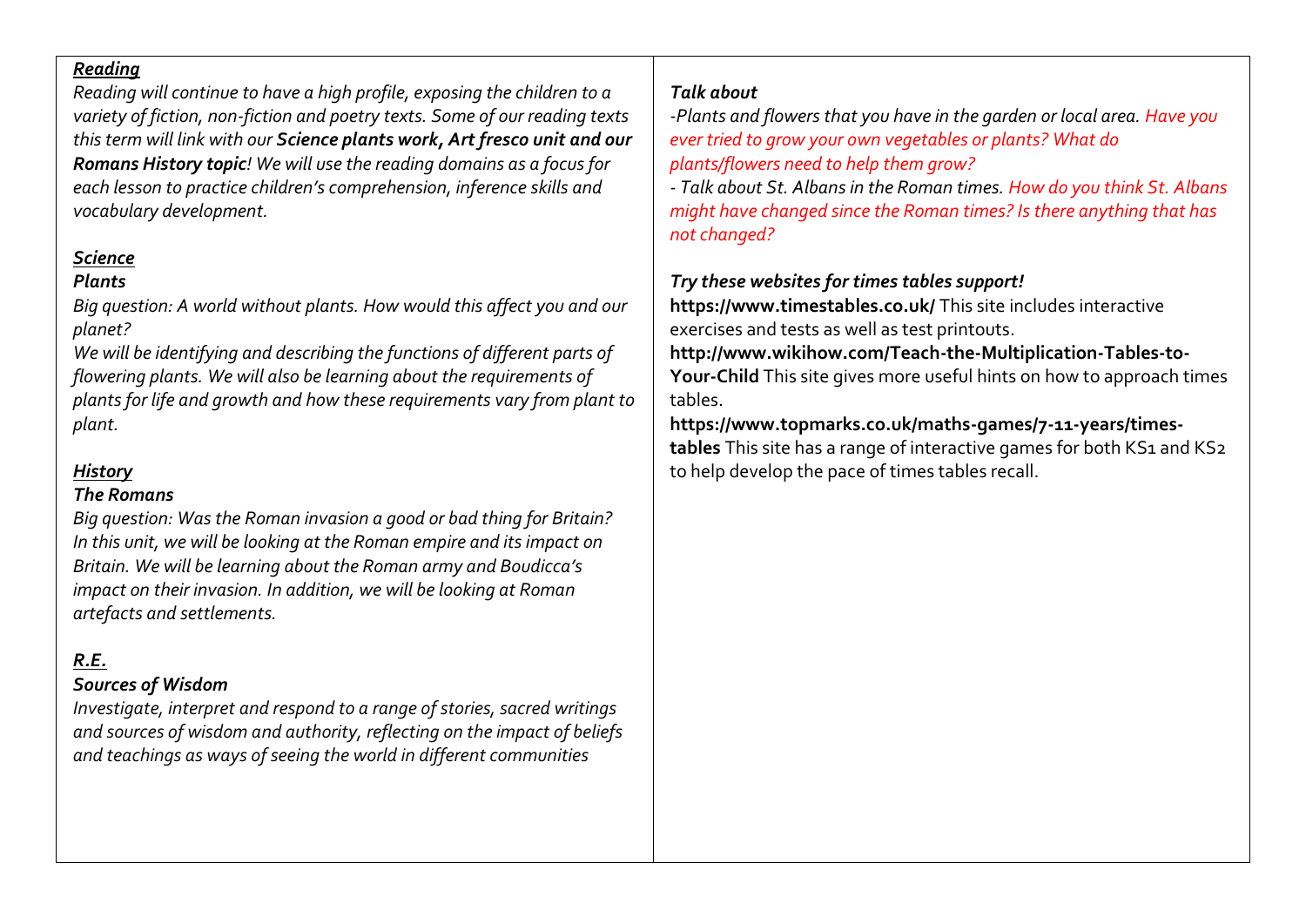***Reading***

*Reading will continue to have a high profile, exposing the children to a variety of fiction, non-fiction and poetry texts. Some of our reading texts this term will link with our **Science plants work, Art fresco unit and our Romans History topic**! We will use the reading domains as a focus for each lesson to practice children's comprehension, inference skills and vocabulary development.*

***Science***

***Plants***

*Big question: A world without plants. How would this affect you and our planet?*

*We will be identifying and describing the functions of different parts of flowering plants. We will also be learning about the requirements of plants for life and growth and how these requirements vary from plant to plant.*

***History***

***The Romans***

*Big question: Was the Roman invasion a good or bad thing for Britain? In this unit, we will be looking at the Roman empire and its impact on Britain. We will be learning about the Roman army and Boudicca's impact on their invasion. In addition, we will be looking at Roman artefacts and settlements.*

***R.E.***

***Sources of Wisdom***

*Investigate, interpret and respond to a range of stories, sacred writings and sources of wisdom and authority, reflecting on the impact of beliefs and teachings as ways of seeing the world in different communities*

***Talk about***

*-Plants and flowers that you have in the garden or local area. Have you ever tried to grow your own vegetables or plants? What do plants/flowers need to help them grow?*

*- Talk about St. Albans in the Roman times. How do you think St. Albans might have changed since the Roman times? Is there anything that has not changed?*

***Try these websites for times tables support!***

**https://www.timestables.co.uk/** This site includes interactive exercises and tests as well as test printouts.

**http://www.wikihow.com/Teach-the-Multiplication-Tables-to-Your-Child** This site gives more useful hints on how to approach times tables.

**https://www.topmarks.co.uk/maths-games/7-11-years/times-tables** This site has a range of interactive games for both KS1 and KS2 to help develop the pace of times tables recall.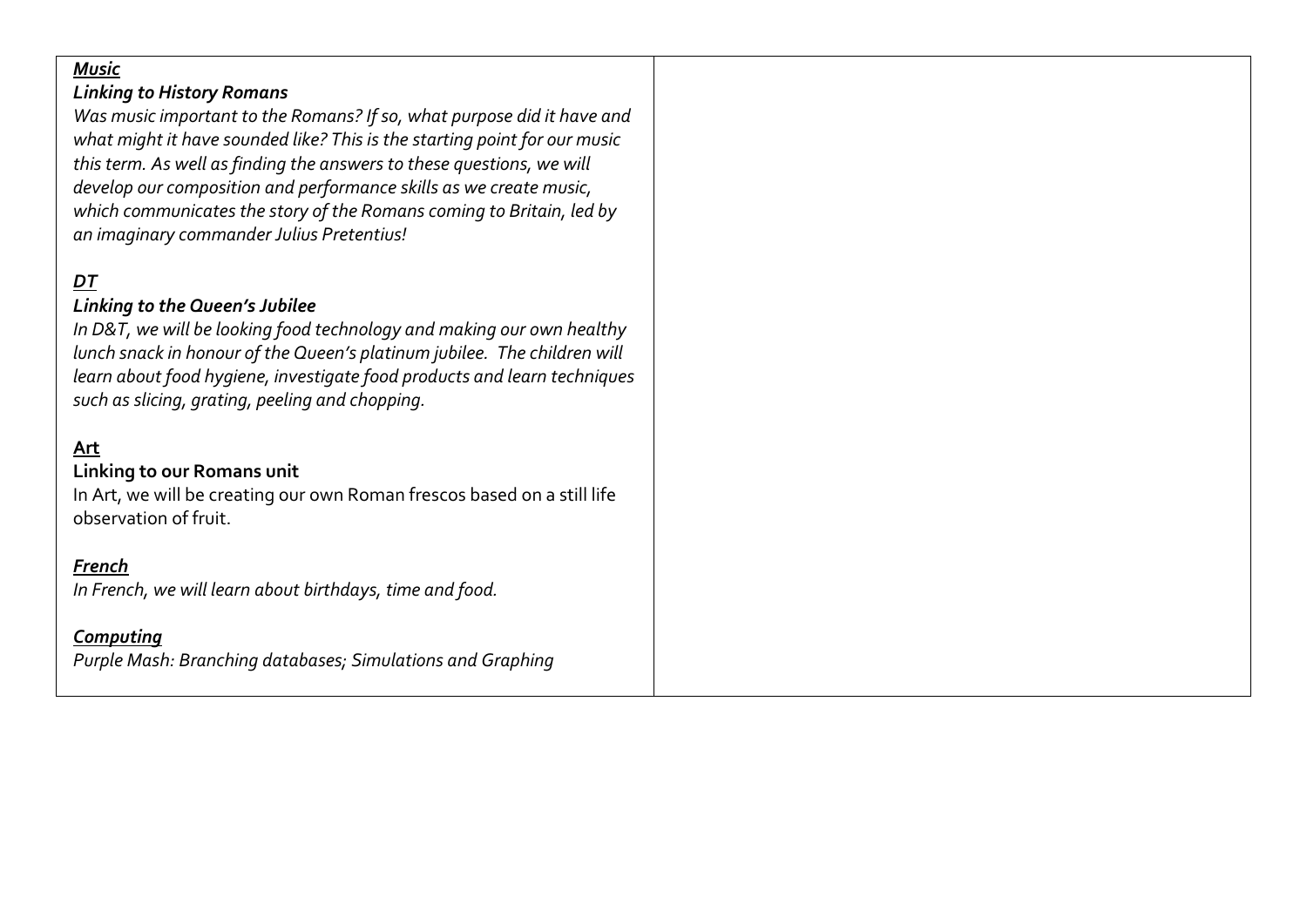***Music***

***Linking to History Romans***

*Was music important to the Romans? If so, what purpose did it have and what might it have sounded like? This is the starting point for our music this term. As well as finding the answers to these questions, we will develop our composition and performance skills as we create music, which communicates the story of the Romans coming to Britain, led by an imaginary commander Julius Pretentius!*

***DT***

***Linking to the Queen's Jubilee***

*In D&T, we will be looking food technology and making our own healthy lunch snack in honour of the Queen's platinum jubilee. The children will learn about food hygiene, investigate food products and learn techniques such as slicing, grating, peeling and chopping.*

**Art**

**Linking to our Romans unit**

In Art, we will be creating our own Roman frescos based on a still life observation of fruit.

***French***

*In French, we will learn about birthdays, time and food.*

***Computing***

*Purple Mash: Branching databases; Simulations and Graphing*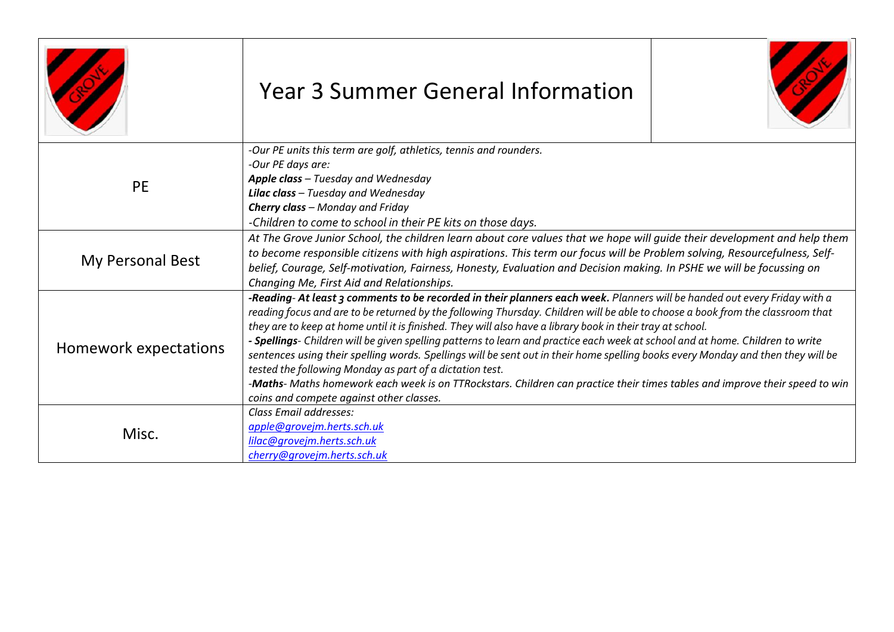# Year 3 Summer General Information

| | |
|---|---|
| PE | *-Our PE units this term are golf, athletics, tennis and rounders.*<br>*-Our PE days are:*<br>***Apple class** – Tuesday and Wednesday*<br>***Lilac class** – Tuesday and Wednesday*<br>***Cherry class** – Monday and Friday*<br>*-Children to come to school in their PE kits on those days.* |
| My Personal Best | *At The Grove Junior School, the children learn about core values that we hope will guide their development and help them to become responsible citizens with high aspirations. This term our focus will be Problem solving, Resourcefulness, Self-belief, Courage, Self-motivation, Fairness, Honesty, Evaluation and Decision making. In PSHE we will be focussing on Changing Me, First Aid and Relationships.* |
| Homework expectations | ***-Reading- At least 3 comments to be recorded in their planners each week.** Planners will be handed out every Friday with a reading focus and are to be returned by the following Thursday. Children will be able to choose a book from the classroom that they are to keep at home until it is finished. They will also have a library book in their tray at school.*<br>***- Spellings**- Children will be given spelling patterns to learn and practice each week at school and at home. Children to write sentences using their spelling words. Spellings will be sent out in their home spelling books every Monday and then they will be tested the following Monday as part of a dictation test.*<br>*-**Maths**- Maths homework each week is on TTRockstars. Children can practice their times tables and improve their speed to win coins and compete against other classes.* |
| Misc. | *Class Email addresses:*<br>*apple@grovejm.herts.sch.uk*<br>*lilac@grovejm.herts.sch.uk*<br>*cherry@grovejm.herts.sch.uk* |